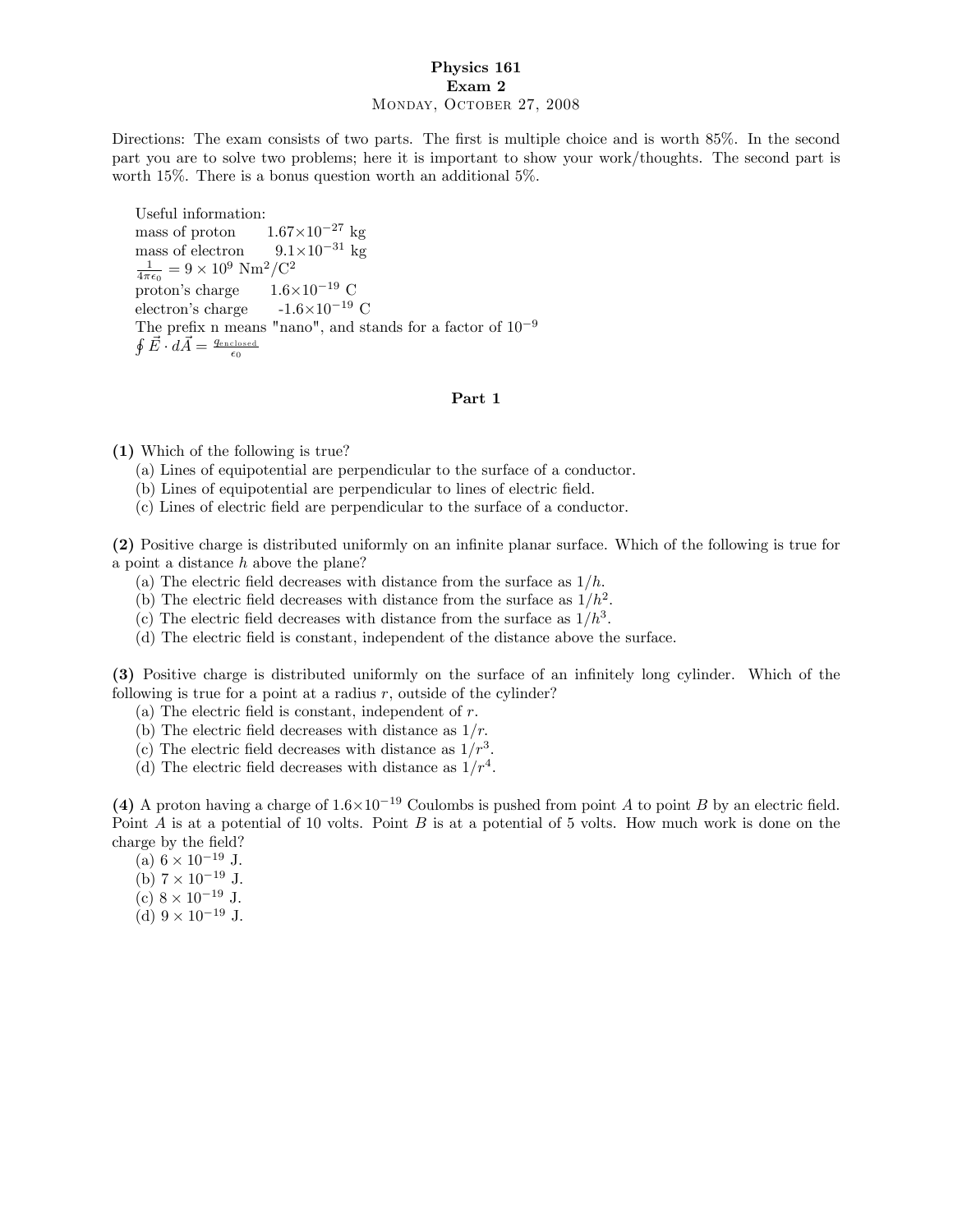**Physics 161**

**Exam 2**

Monday, October 27, 2008

Directions: The exam consists of two parts. The first is multiple choice and is worth 85%. In the second part you are to solve two problems; here it is important to show your work/thoughts. The second part is worth 15%. There is a bonus question worth an additional 5%.

Useful information:
mass of proton $1.67 \times 10^{-27}$ kg
mass of electron $9.1 \times 10^{-31}$ kg
$\frac{1}{4\pi\epsilon_0} = 9 \times 10^9$ Nm$^2$/C$^2$
proton's charge $1.6 \times 10^{-19}$ C
electron's charge $-1.6 \times 10^{-19}$ C
The prefix n means "nano", and stands for a factor of $10^{-9}$
$\oint \vec{E} \cdot d\vec{A} = \frac{q_{\text{enclosed}}}{\epsilon_0}$

## Part 1

**(1)** Which of the following is true?
(a) Lines of equipotential are perpendicular to the surface of a conductor.
(b) Lines of equipotential are perpendicular to lines of electric field.
(c) Lines of electric field are perpendicular to the surface of a conductor.

**(2)** Positive charge is distributed uniformly on an infinite planar surface. Which of the following is true for a point a distance $h$ above the plane?
(a) The electric field decreases with distance from the surface as $1/h$.
(b) The electric field decreases with distance from the surface as $1/h^2$.
(c) The electric field decreases with distance from the surface as $1/h^3$.
(d) The electric field is constant, independent of the distance above the surface.

**(3)** Positive charge is distributed uniformly on the surface of an infinitely long cylinder. Which of the following is true for a point at a radius $r$, outside of the cylinder?
(a) The electric field is constant, independent of $r$.
(b) The electric field decreases with distance as $1/r$.
(c) The electric field decreases with distance as $1/r^3$.
(d) The electric field decreases with distance as $1/r^4$.

**(4)** A proton having a charge of $1.6 \times 10^{-19}$ Coulombs is pushed from point $A$ to point $B$ by an electric field. Point $A$ is at a potential of 10 volts. Point $B$ is at a potential of 5 volts. How much work is done on the charge by the field?
(a) $6 \times 10^{-19}$ J.
(b) $7 \times 10^{-19}$ J.
(c) $8 \times 10^{-19}$ J.
(d) $9 \times 10^{-19}$ J.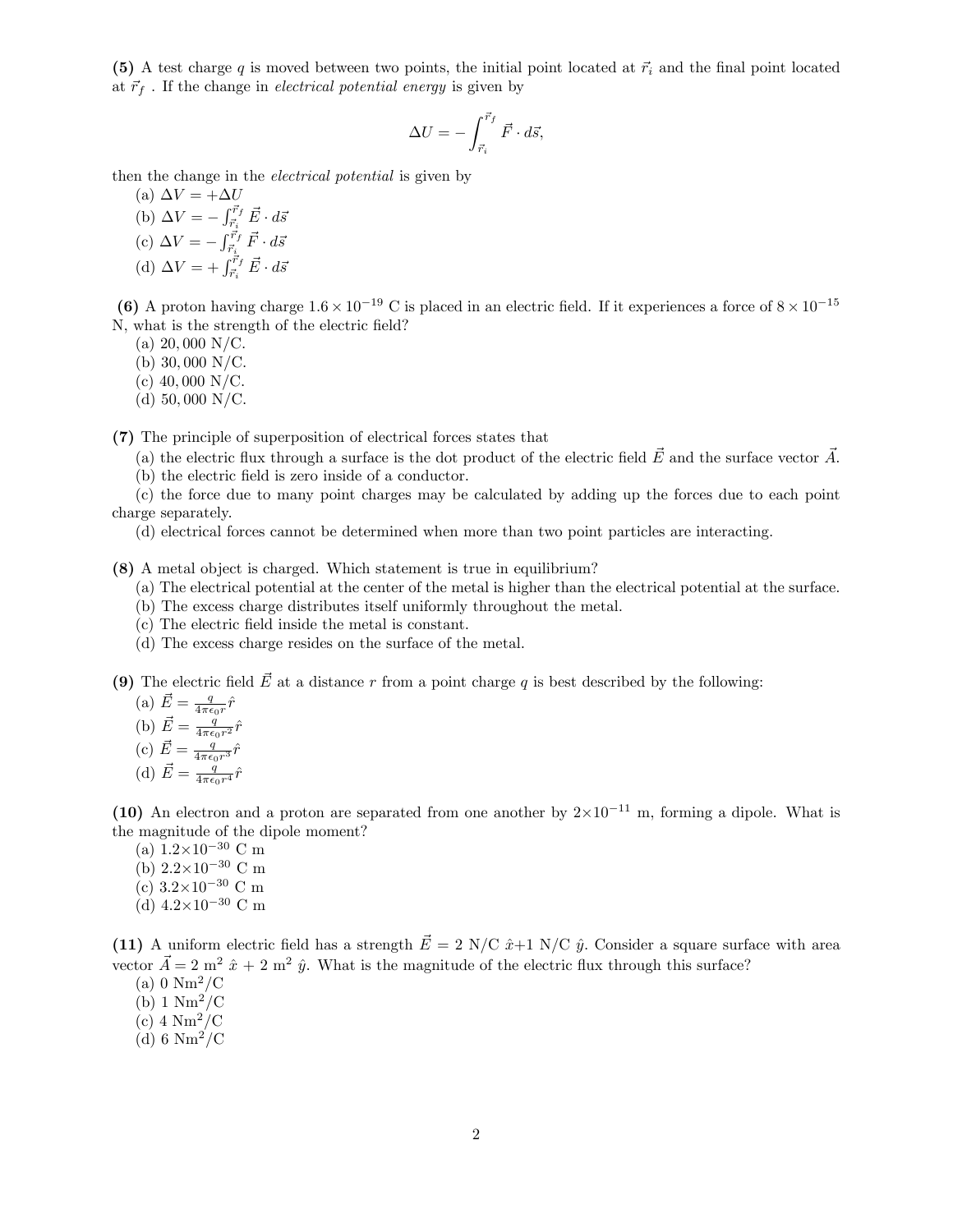**(5)** A test charge $q$ is moved between two points, the initial point located at $\vec{r}_i$ and the final point located at $\vec{r}_f$ . If the change in *electrical potential energy* is given by

$$\Delta U = -\int_{\vec{r}_i}^{\vec{r}_f} \vec{F} \cdot d\vec{s},$$

then the change in the *electrical potential* is given by

(a) $\Delta V = +\Delta U$
(b) $\Delta V = -\int_{\vec{r}_i}^{\vec{r}_f} \vec{E} \cdot d\vec{s}$
(c) $\Delta V = -\int_{\vec{r}_i}^{\vec{r}_f} \vec{F} \cdot d\vec{s}$
(d) $\Delta V = +\int_{\vec{r}_i}^{\vec{r}_f} \vec{E} \cdot d\vec{s}$

**(6)** A proton having charge $1.6 \times 10^{-19}$ C is placed in an electric field. If it experiences a force of $8 \times 10^{-15}$ N, what is the strength of the electric field?

(a) $20,000$ N/C.
(b) $30,000$ N/C.
(c) $40,000$ N/C.
(d) $50,000$ N/C.

**(7)** The principle of superposition of electrical forces states that

(a) the electric flux through a surface is the dot product of the electric field $\vec{E}$ and the surface vector $\vec{A}$.
(b) the electric field is zero inside of a conductor.
(c) the force due to many point charges may be calculated by adding up the forces due to each point charge separately.
(d) electrical forces cannot be determined when more than two point particles are interacting.

**(8)** A metal object is charged. Which statement is true in equilibrium?

(a) The electrical potential at the center of the metal is higher than the electrical potential at the surface.
(b) The excess charge distributes itself uniformly throughout the metal.
(c) The electric field inside the metal is constant.
(d) The excess charge resides on the surface of the metal.

**(9)** The electric field $\vec{E}$ at a distance $r$ from a point charge $q$ is best described by the following:

(a) $\vec{E} = \frac{q}{4\pi\epsilon_0 r}\hat{r}$
(b) $\vec{E} = \frac{q}{4\pi\epsilon_0 r^2}\hat{r}$
(c) $\vec{E} = \frac{q}{4\pi\epsilon_0 r^3}\hat{r}$
(d) $\vec{E} = \frac{q}{4\pi\epsilon_0 r^4}\hat{r}$

**(10)** An electron and a proton are separated from one another by $2\times10^{-11}$ m, forming a dipole. What is the magnitude of the dipole moment?

(a) $1.2\times10^{-30}$ C m
(b) $2.2\times10^{-30}$ C m
(c) $3.2\times10^{-30}$ C m
(d) $4.2\times10^{-30}$ C m

**(11)** A uniform electric field has a strength $\vec{E} = 2$ N/C $\hat{x}$+1 N/C $\hat{y}$. Consider a square surface with area vector $\vec{A} = 2$ m$^2$ $\hat{x}$ + 2 m$^2$ $\hat{y}$. What is the magnitude of the electric flux through this surface?

(a) 0 Nm$^2$/C
(b) 1 Nm$^2$/C
(c) 4 Nm$^2$/C
(d) 6 Nm$^2$/C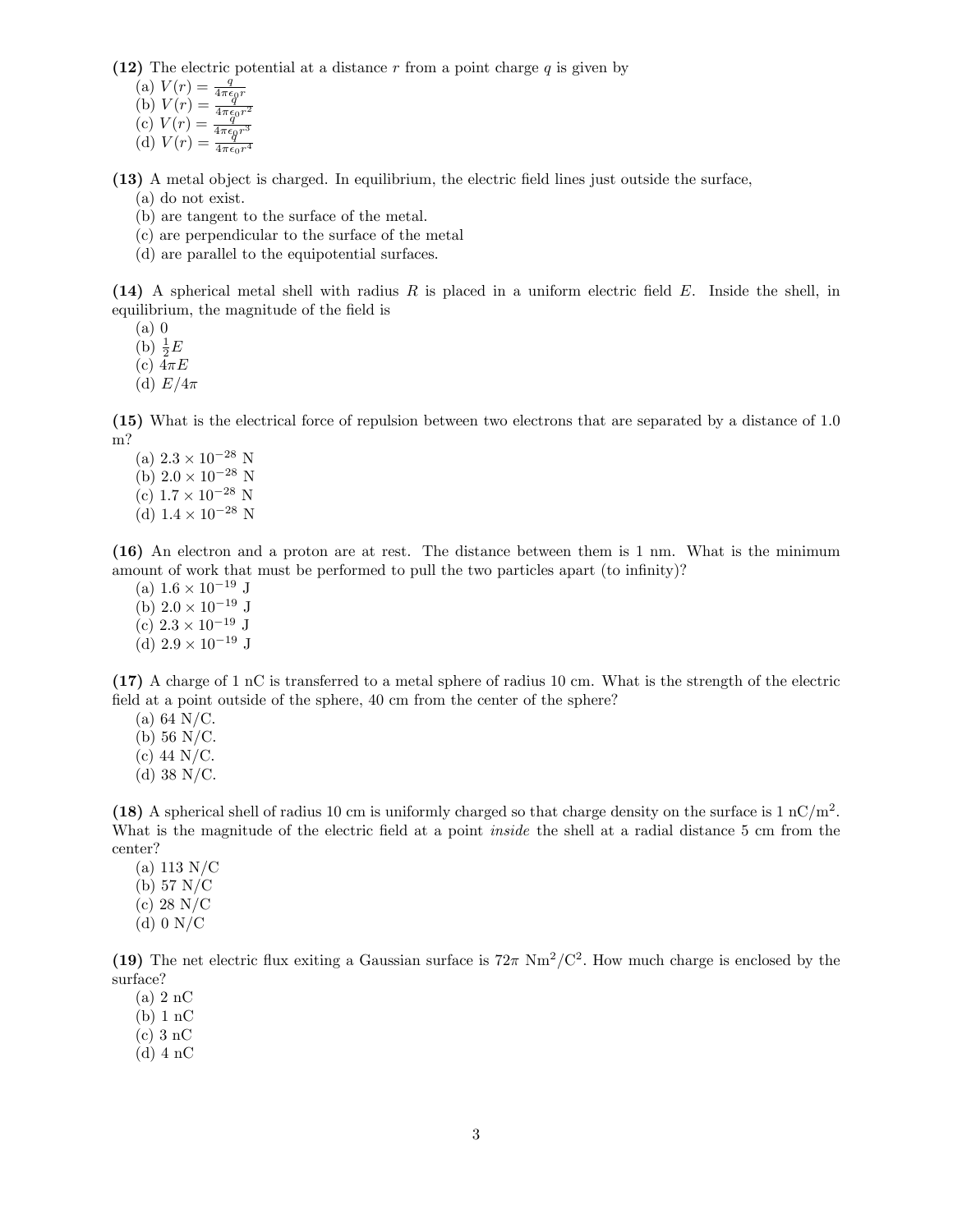**(12)** The electric potential at a distance $r$ from a point charge $q$ is given by

(a) $V(r) = \frac{q}{4\pi\epsilon_0 r}$
(b) $V(r) = \frac{q}{4\pi\epsilon_0 r^2}$
(c) $V(r) = \frac{q}{4\pi\epsilon_0 r^3}$
(d) $V(r) = \frac{q}{4\pi\epsilon_0 r^4}$

**(13)** A metal object is charged. In equilibrium, the electric field lines just outside the surface,

(a) do not exist.
(b) are tangent to the surface of the metal.
(c) are perpendicular to the surface of the metal
(d) are parallel to the equipotential surfaces.

**(14)** A spherical metal shell with radius $R$ is placed in a uniform electric field $E$. Inside the shell, in equilibrium, the magnitude of the field is

(a) 0
(b) $\frac{1}{2}E$
(c) $4\pi E$
(d) $E/4\pi$

**(15)** What is the electrical force of repulsion between two electrons that are separated by a distance of 1.0 m?

(a) $2.3 \times 10^{-28}$ N
(b) $2.0 \times 10^{-28}$ N
(c) $1.7 \times 10^{-28}$ N
(d) $1.4 \times 10^{-28}$ N

**(16)** An electron and a proton are at rest. The distance between them is 1 nm. What is the minimum amount of work that must be performed to pull the two particles apart (to infinity)?

(a) $1.6 \times 10^{-19}$ J
(b) $2.0 \times 10^{-19}$ J
(c) $2.3 \times 10^{-19}$ J
(d) $2.9 \times 10^{-19}$ J

**(17)** A charge of 1 nC is transferred to a metal sphere of radius 10 cm. What is the strength of the electric field at a point outside of the sphere, 40 cm from the center of the sphere?

(a) 64 N/C.
(b) 56 N/C.
(c) 44 N/C.
(d) 38 N/C.

**(18)** A spherical shell of radius 10 cm is uniformly charged so that charge density on the surface is 1 nC/$\text{m}^2$. What is the magnitude of the electric field at a point *inside* the shell at a radial distance 5 cm from the center?

(a) 113 N/C
(b) 57 N/C
(c) 28 N/C
(d) 0 N/C

**(19)** The net electric flux exiting a Gaussian surface is $72\pi$ $\text{Nm}^2/\text{C}^2$. How much charge is enclosed by the surface?

(a) 2 nC
(b) 1 nC
(c) 3 nC
(d) 4 nC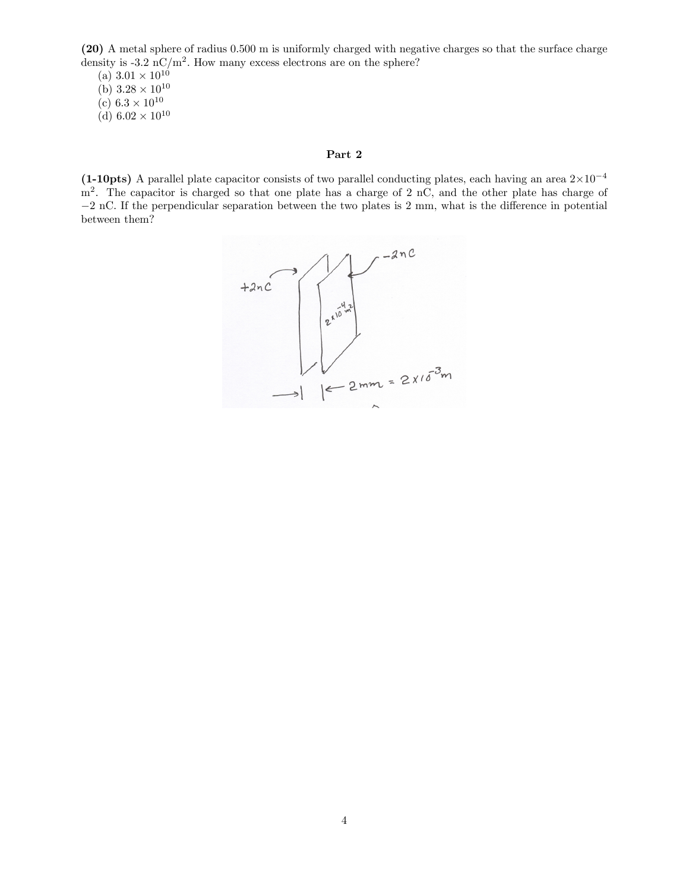**(20)** A metal sphere of radius 0.500 m is uniformly charged with negative charges so that the surface charge density is -3.2 nC/m$^2$. How many excess electrons are on the sphere?

(a) $3.01 \times 10^{10}$
(b) $3.28 \times 10^{10}$
(c) $6.3 \times 10^{10}$
(d) $6.02 \times 10^{10}$

## Part 2

**(1-10pts)** A parallel plate capacitor consists of two parallel conducting plates, each having an area $2 \times 10^{-4}$ m$^2$. The capacitor is charged so that one plate has a charge of 2 nC, and the other plate has charge of $-2$ nC. If the perpendicular separation between the two plates is 2 mm, what is the difference in potential between them?

+2nC

-2nC

$2 \times 10^{-4}$ m$^2$

2mm = $2 \times 10^{-3}$m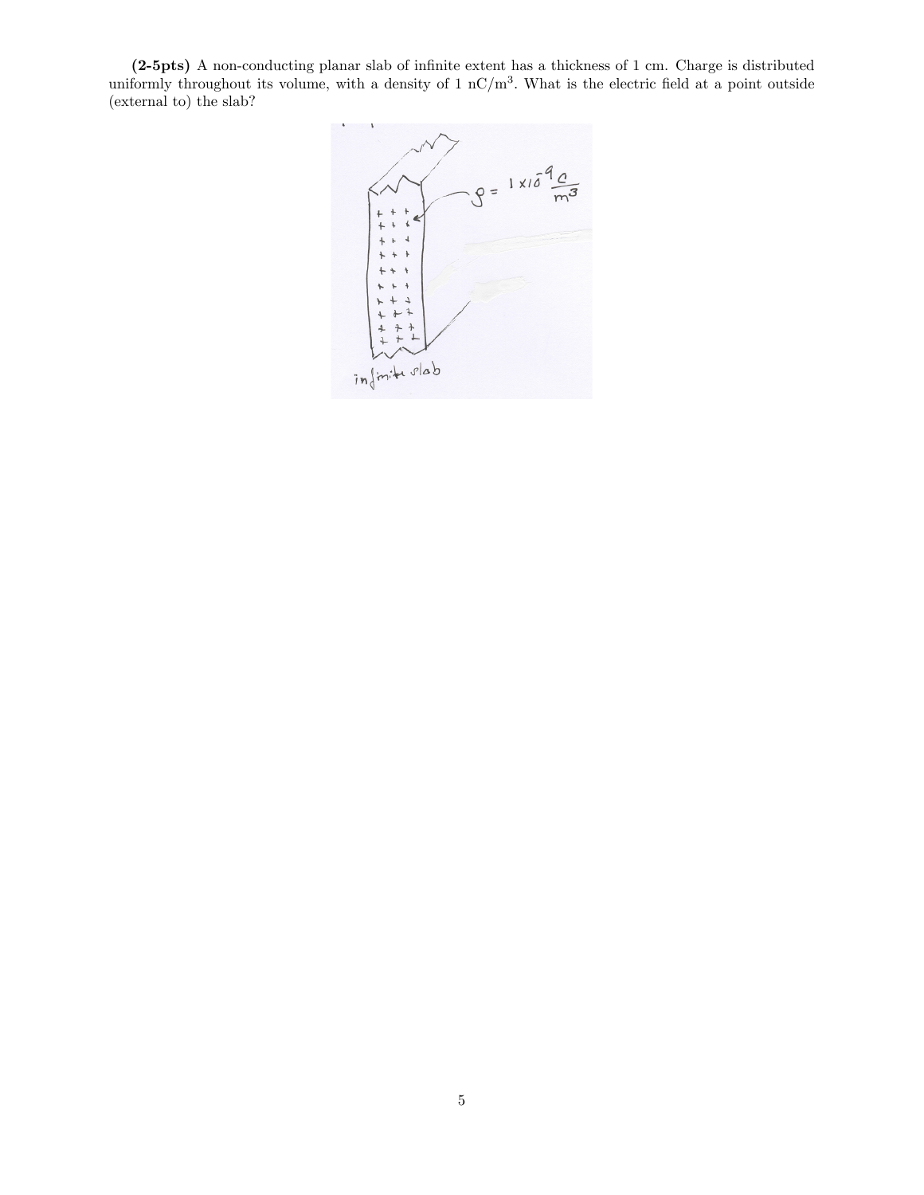**(2-5pts)** A non-conducting planar slab of infinite extent has a thickness of 1 cm. Charge is distributed uniformly throughout its volume, with a density of 1 nC/m$^3$. What is the electric field at a point outside (external to) the slab?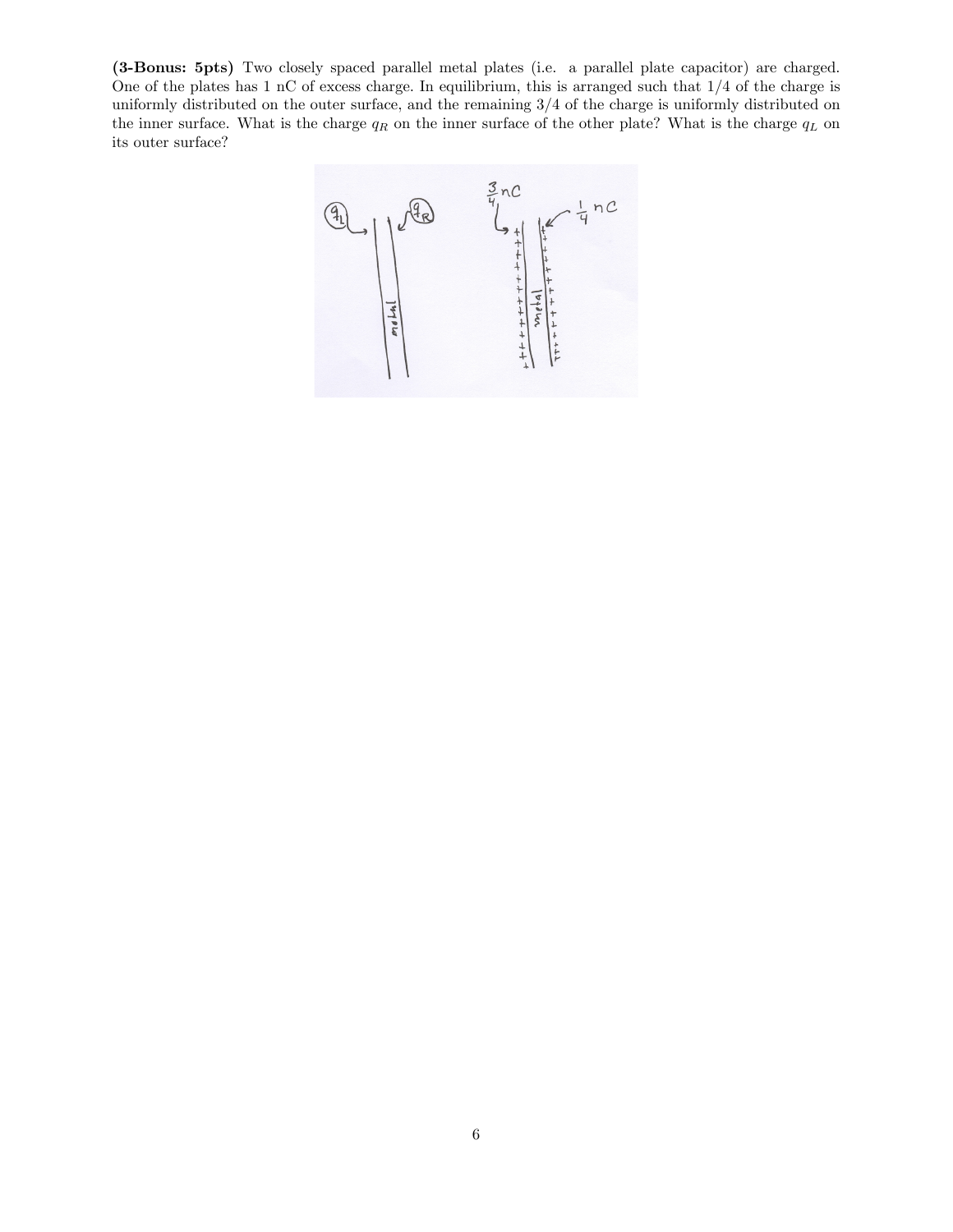**(3-Bonus: 5pts)** Two closely spaced parallel metal plates (i.e. a parallel plate capacitor) are charged. One of the plates has 1 nC of excess charge. In equilibrium, this is arranged such that 1/4 of the charge is uniformly distributed on the outer surface, and the remaining 3/4 of the charge is uniformly distributed on the inner surface. What is the charge $q_R$ on the inner surface of the other plate? What is the charge $q_L$ on its outer surface?